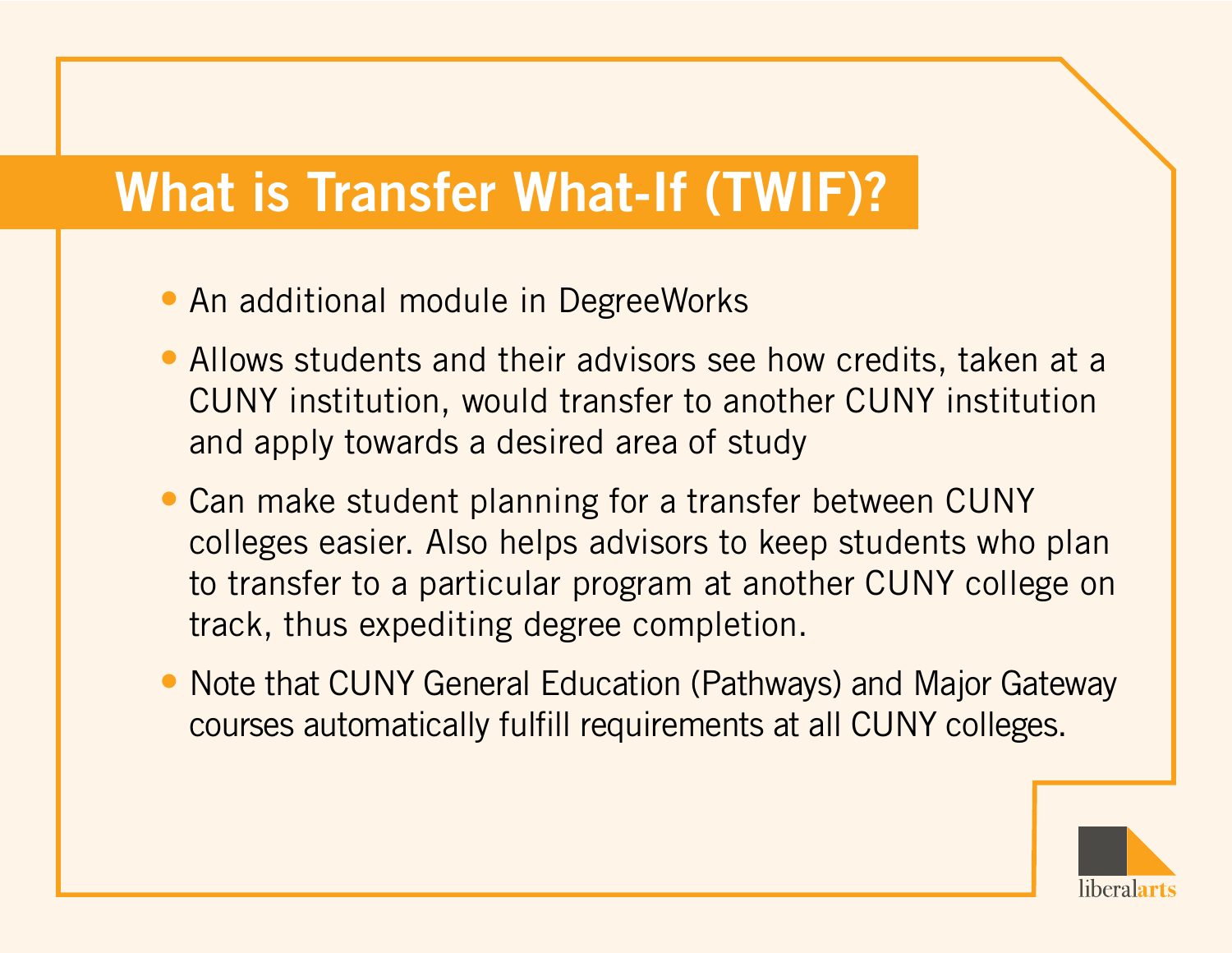# What is Transfer What-If (TWIF)?

- An additional module in DegreeWorks
- Allows students and their advisors see how credits, taken at a CUNY institution, would transfer to another CUNY institution and apply towards a desired area of study
- Can make student planning for a transfer between CUNY colleges easier. Also helps advisors to keep students who plan to transfer to a particular program at another CUNY college on track, thus expediting degree completion.
- Note that CUNY General Education (Pathways) and Major Gateway courses automatically fulfill requirements at all CUNY colleges.

liberalarts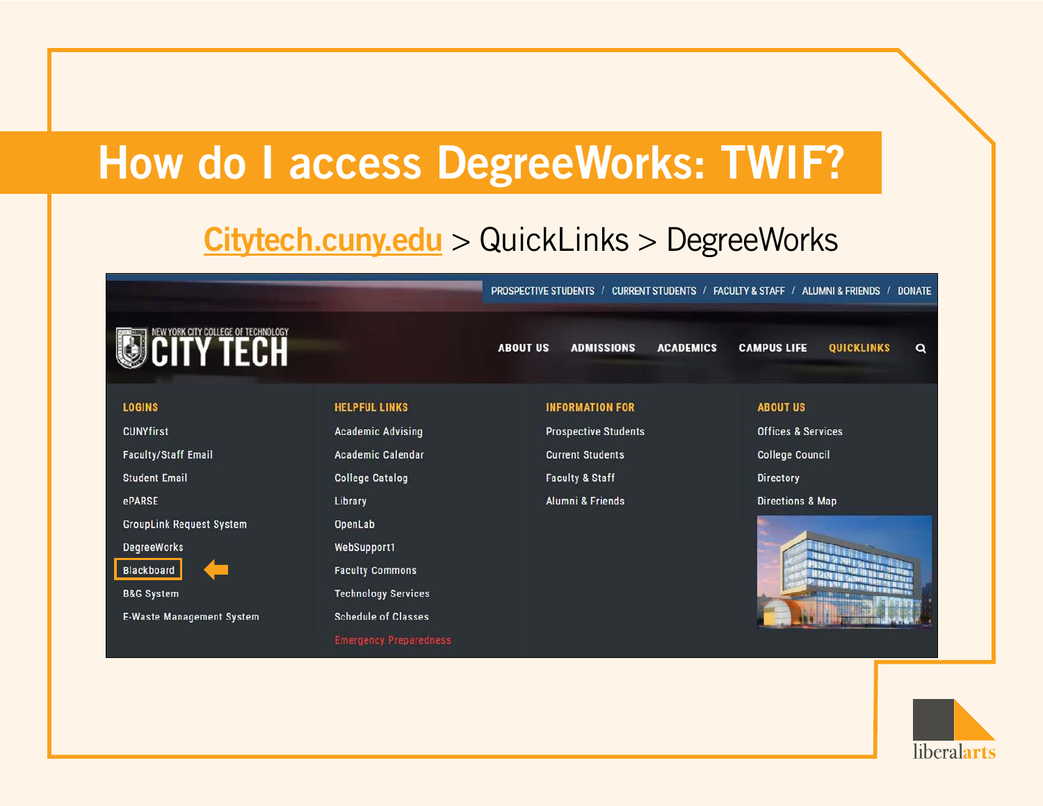# How do I access DegreeWorks: TWIF?

Citytech.cuny.edu > QuickLinks > DegreeWorks

PROSPECTIVE STUDENTS / CURRENT STUDENTS / FACULTY & STAFF / ALUMNI & FRIENDS / DONATE

NEW YORK CITY COLLEGE OF TECHNOLOGY
CITY TECH

ABOUT US ADMISSIONS ACADEMICS CAMPUS LIFE QUICKLINKS

**LOGINS**
- CUNYfirst
- Faculty/Staff Email
- Student Email
- ePARSE
- GroupLink Request System
- DegreeWorks
- Blackboard
- B&G System
- E-Waste Management System

**HELPFUL LINKS**
- Academic Advising
- Academic Calendar
- College Catalog
- Library
- OpenLab
- WebSupport1
- Faculty Commons
- Technology Services
- Schedule of Classes
- Emergency Preparedness

**INFORMATION FOR**
- Prospective Students
- Current Students
- Faculty & Staff
- Alumni & Friends

**ABOUT US**
- Offices & Services
- College Council
- Directory
- Directions & Map

liberalarts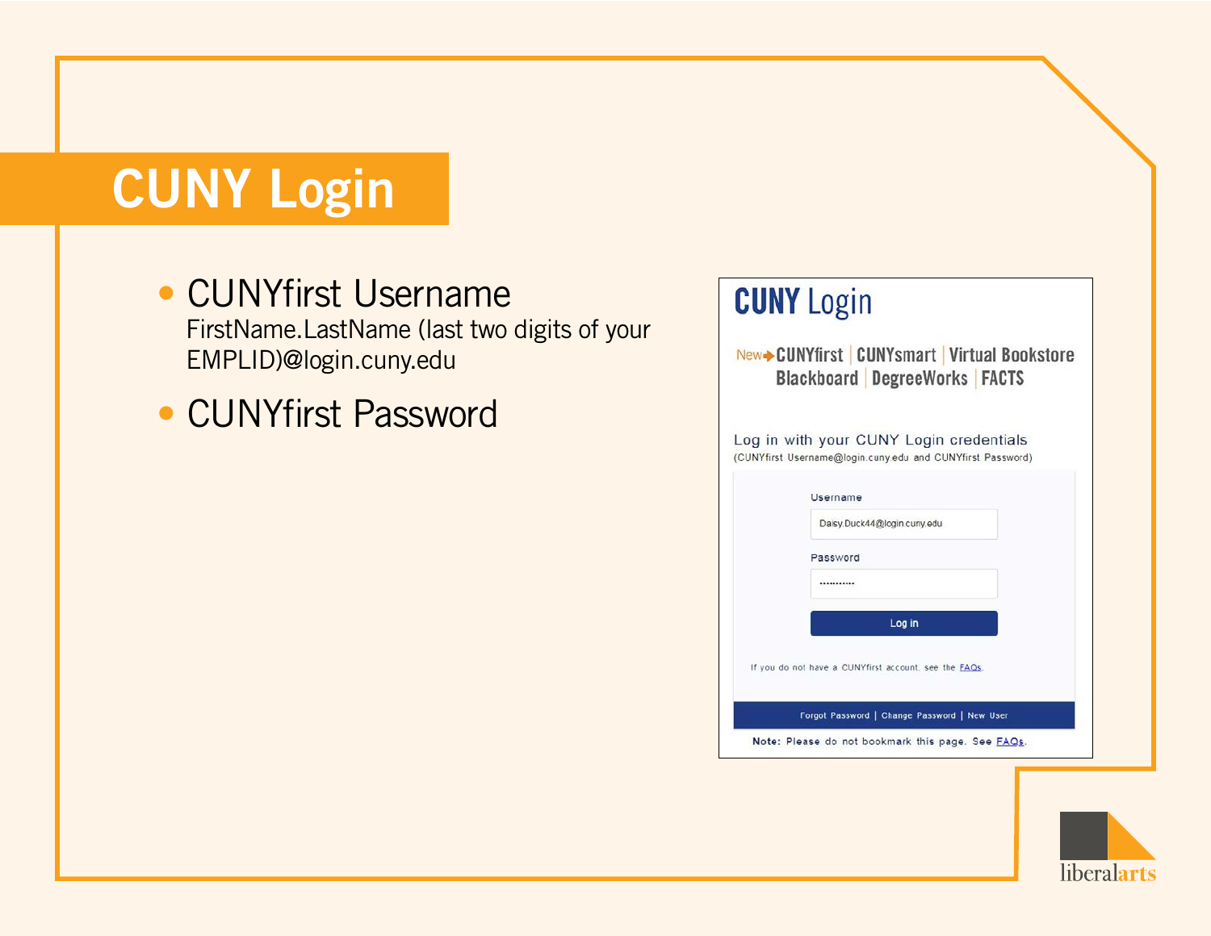# CUNY Login

- CUNYfirst Username
  FirstName.LastName (last two digits of your EMPLID)@login.cuny.edu
- CUNYfirst Password

**CUNY Login**

New→ CUNYfirst | CUNYsmart | Virtual Bookstore
Blackboard | DegreeWorks | FACTS

Log in with your CUNY Login credentials
(CUNYfirst Username@login.cuny.edu and CUNYfirst Password)

Username

Daisy.Duck44@login.cuny.edu

Password

Log in

If you do not have a CUNYfirst account, see the FAQs.

Forgot Password | Change Password | New User

**Note:** Please do not bookmark this page. See FAQs.

liberalarts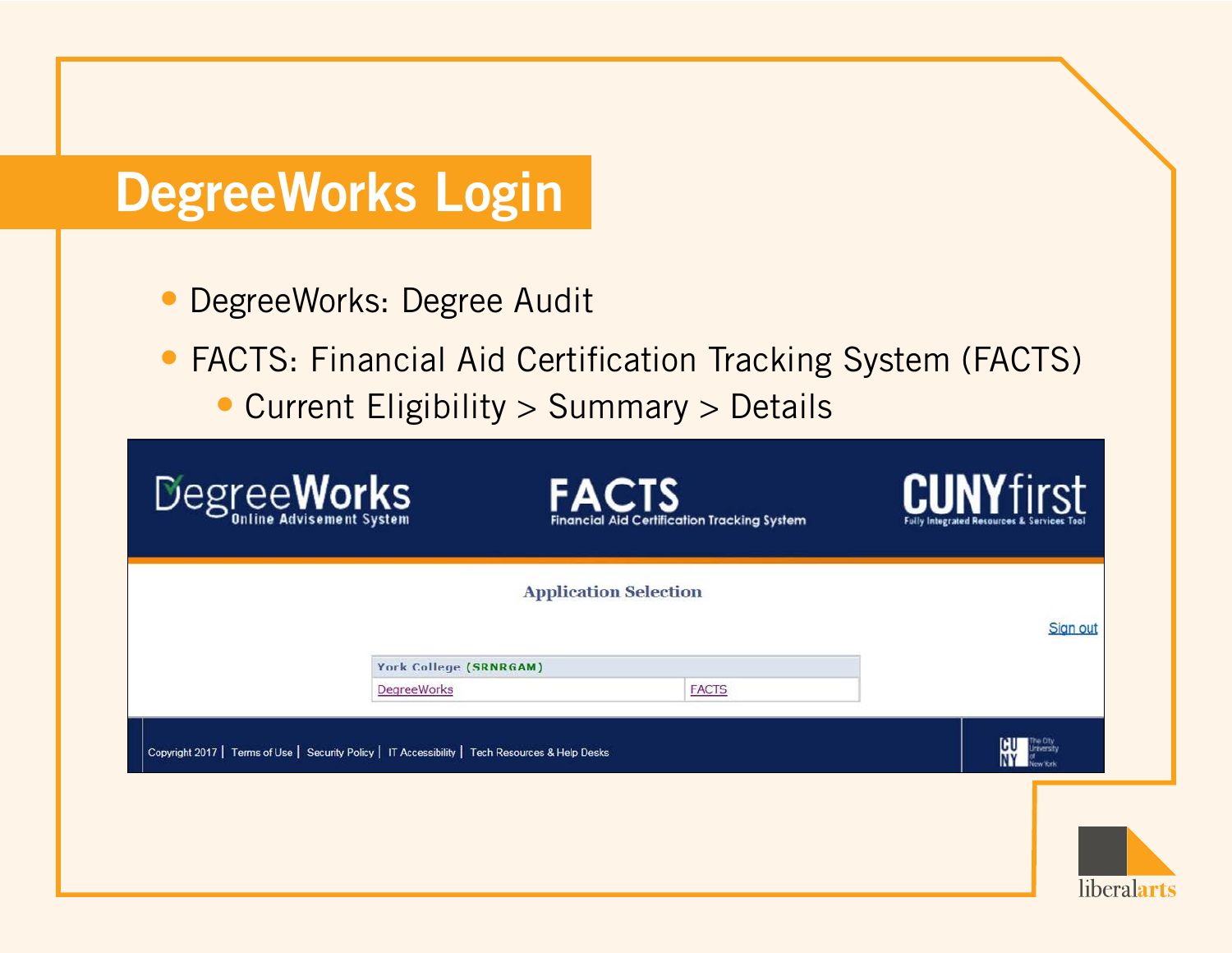# DegreeWorks Login

- DegreeWorks: Degree Audit
- FACTS: Financial Aid Certification Tracking System (FACTS)
  - Current Eligibility > Summary > Details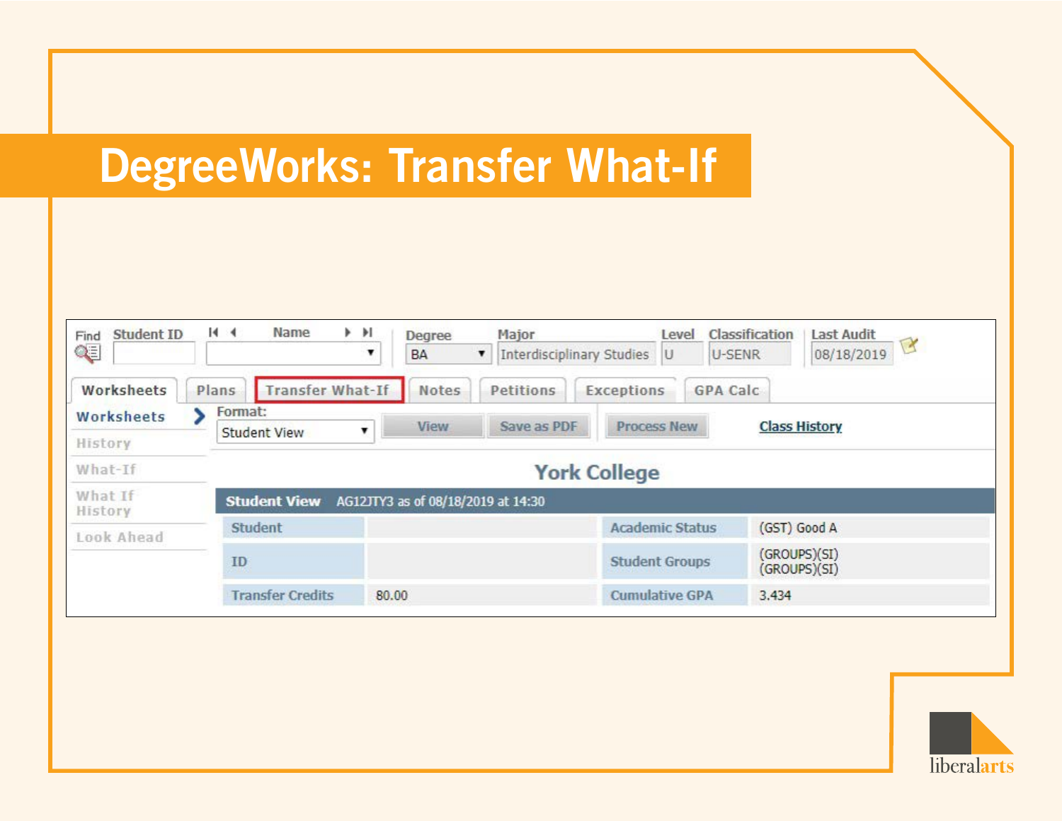# DegreeWorks: Transfer What-If

| Find | Student ID | Name | Degree | Major | Level | Classification | Last Audit |
|---|---|---|---|---|---|---|---|
| | | | BA | Interdisciplinary Studies | U | U-SENR | 08/18/2019 |

Worksheets | Plans | Transfer What-If | Notes | Petitions | Exceptions | GPA Calc

- Worksheets
- History
- What-If
- What If History
- Look Ahead

Format: Student View | View | Save as PDF | Process New | Class History

## York College

**Student View** AG12JTY3 as of 08/18/2019 at 14:30

| Student | | Academic Status | (GST) Good A |
|---|---|---|---|
| ID | | Student Groups | (GROUPS)(SI) (GROUPS)(SI) |
| Transfer Credits | 80.00 | Cumulative GPA | 3.434 |

liberalarts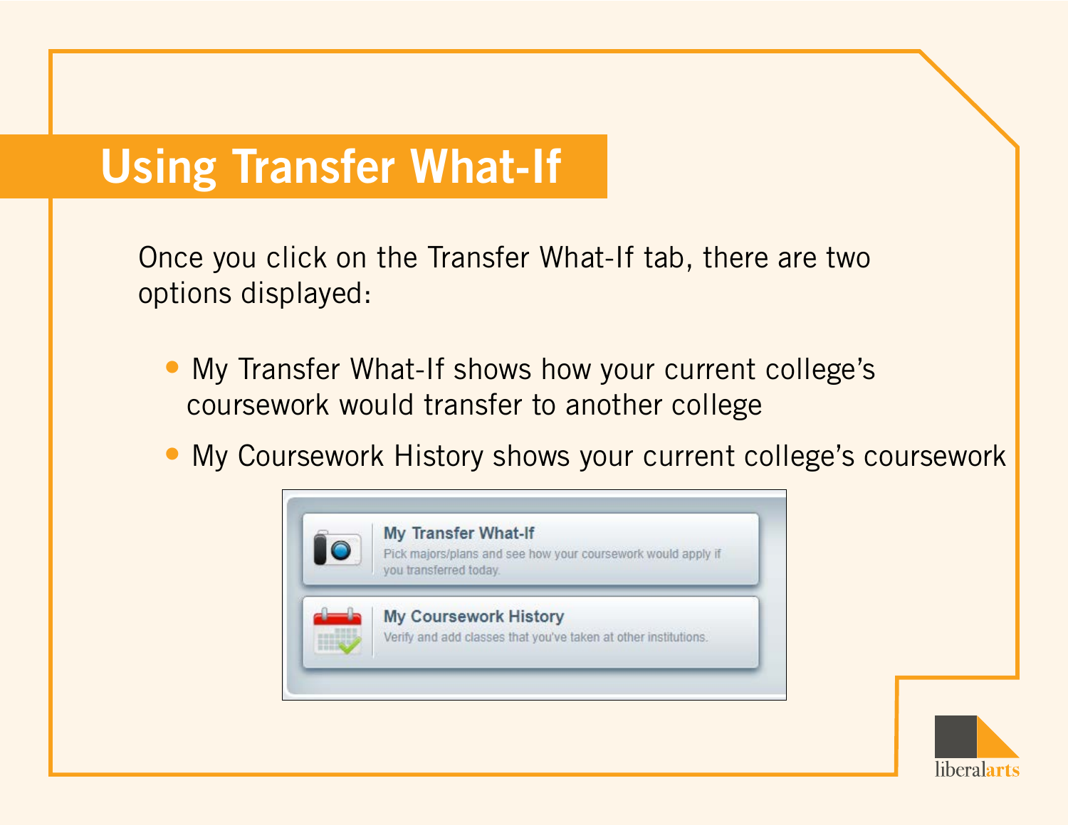# Using Transfer What-If

Once you click on the Transfer What-If tab, there are two options displayed:

- My Transfer What-If shows how your current college's coursework would transfer to another college
- My Coursework History shows your current college's coursework

**My Transfer What-If**
Pick majors/plans and see how your coursework would apply if you transferred today.

**My Coursework History**
Verify and add classes that you've taken at other institutions.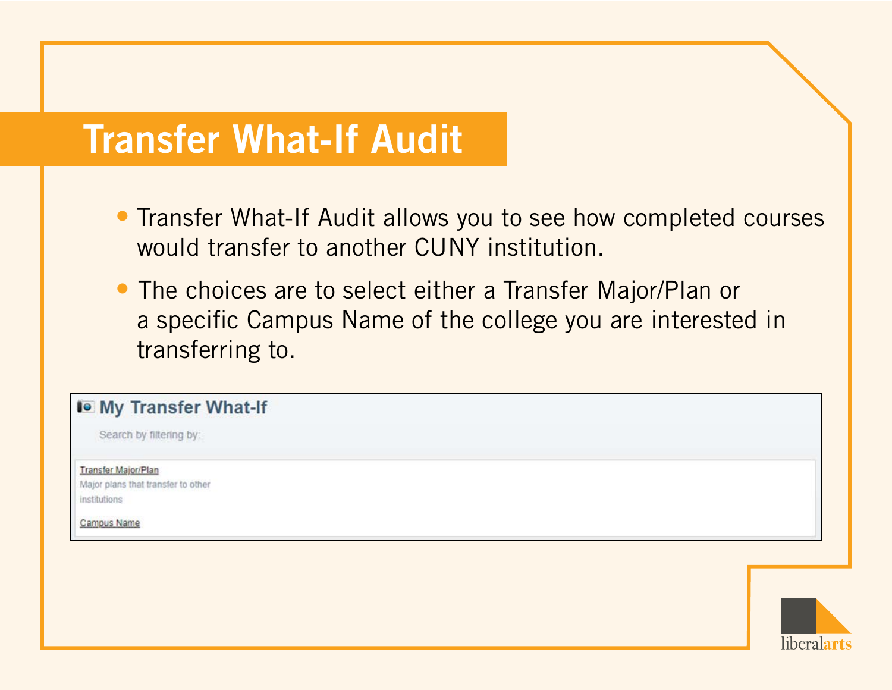# Transfer What-If Audit

- Transfer What-If Audit allows you to see how completed courses would transfer to another CUNY institution.
- The choices are to select either a Transfer Major/Plan or a specific Campus Name of the college you are interested in transferring to.

**My Transfer What-If**

Search by filtering by:

Transfer Major/Plan
Major plans that transfer to other institutions

Campus Name

liberalarts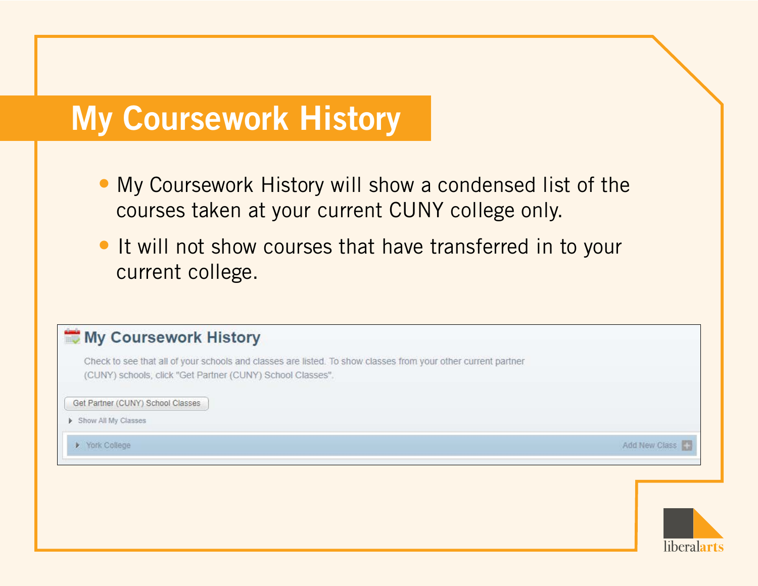# My Coursework History

- My Coursework History will show a condensed list of the courses taken at your current CUNY college only.
- It will not show courses that have transferred in to your current college.

## My Coursework History

Check to see that all of your schools and classes are listed. To show classes from your other current partner (CUNY) schools, click "Get Partner (CUNY) School Classes".

Get Partner (CUNY) School Classes

Show All My Classes

York College — Add New Class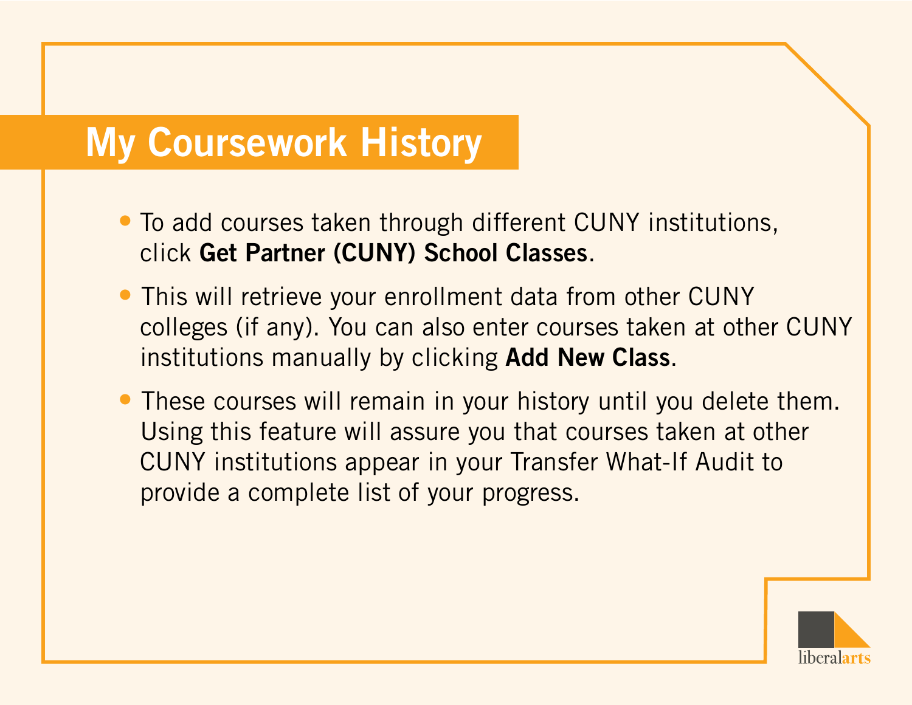# My Coursework History

- To add courses taken through different CUNY institutions, click **Get Partner (CUNY) School Classes**.
- This will retrieve your enrollment data from other CUNY colleges (if any). You can also enter courses taken at other CUNY institutions manually by clicking **Add New Class**.
- These courses will remain in your history until you delete them. Using this feature will assure you that courses taken at other CUNY institutions appear in your Transfer What-If Audit to provide a complete list of your progress.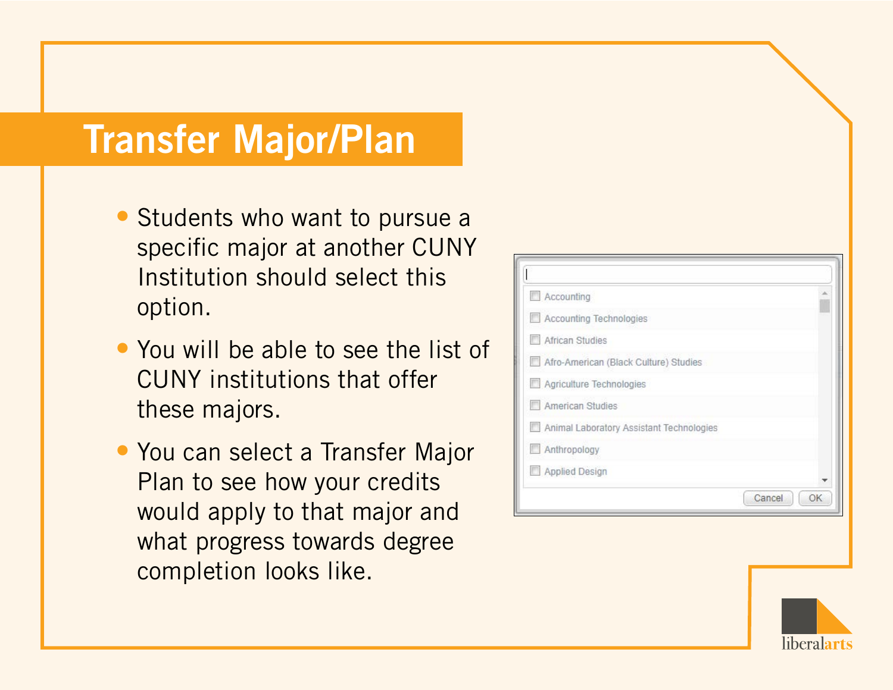# Transfer Major/Plan

- Students who want to pursue a specific major at another CUNY Institution should select this option.
- You will be able to see the list of CUNY institutions that offer these majors.
- You can select a Transfer Major Plan to see how your credits would apply to that major and what progress towards degree completion looks like.

- [ ] Accounting
- [ ] Accounting Technologies
- [ ] African Studies
- [ ] Afro-American (Black Culture) Studies
- [ ] Agriculture Technologies
- [ ] American Studies
- [ ] Animal Laboratory Assistant Technologies
- [ ] Anthropology
- [ ] Applied Design

Cancel OK

liberalarts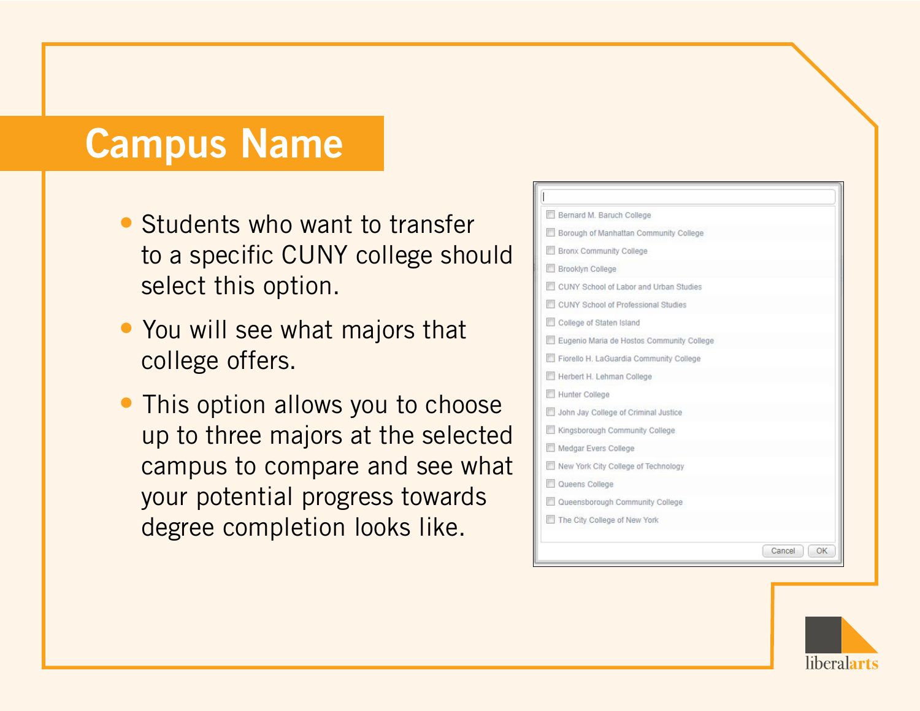# Campus Name

- Students who want to transfer to a specific CUNY college should select this option.
- You will see what majors that college offers.
- This option allows you to choose up to three majors at the selected campus to compare and see what your potential progress towards degree completion looks like.

- Bernard M. Baruch College
- Borough of Manhattan Community College
- Bronx Community College
- Brooklyn College
- CUNY School of Labor and Urban Studies
- CUNY School of Professional Studies
- College of Staten Island
- Eugenio Maria de Hostos Community College
- Fiorello H. LaGuardia Community College
- Herbert H. Lehman College
- Hunter College
- John Jay College of Criminal Justice
- Kingsborough Community College
- Medgar Evers College
- New York City College of Technology
- Queens College
- Queensborough Community College
- The City College of New York

Cancel | OK

liberalarts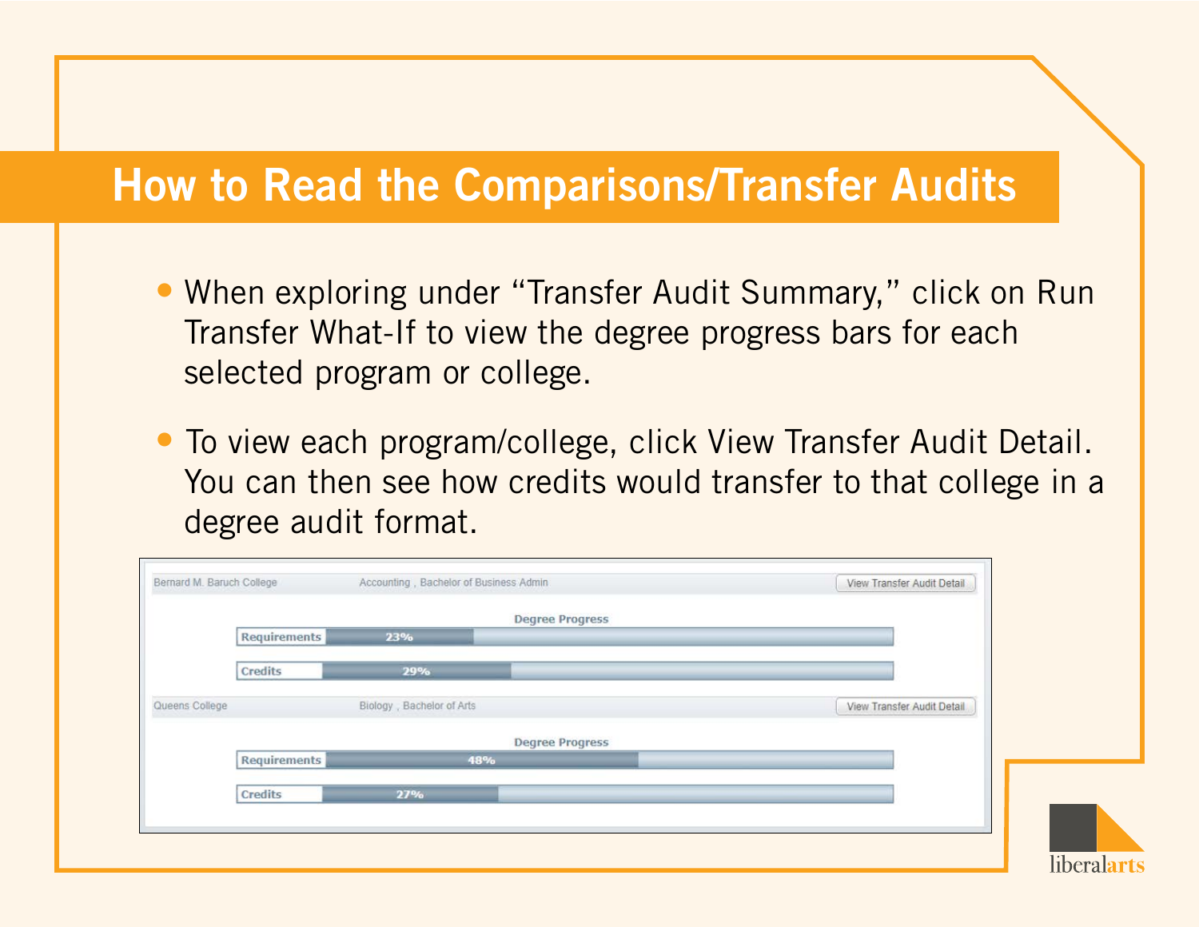# How to Read the Comparisons/Transfer Audits

- When exploring under "Transfer Audit Summary," click on Run Transfer What-If to view the degree progress bars for each selected program or college.
- To view each program/college, click View Transfer Audit Detail. You can then see how credits would transfer to that college in a degree audit format.

Bernard M. Baruch College — Accounting , Bachelor of Business Admin — View Transfer Audit Detail

Degree Progress

| | |
|---|---|
| Requirements | 23% |
| Credits | 29% |

Queens College — Biology , Bachelor of Arts — View Transfer Audit Detail

Degree Progress

| | |
|---|---|
| Requirements | 48% |
| Credits | 27% |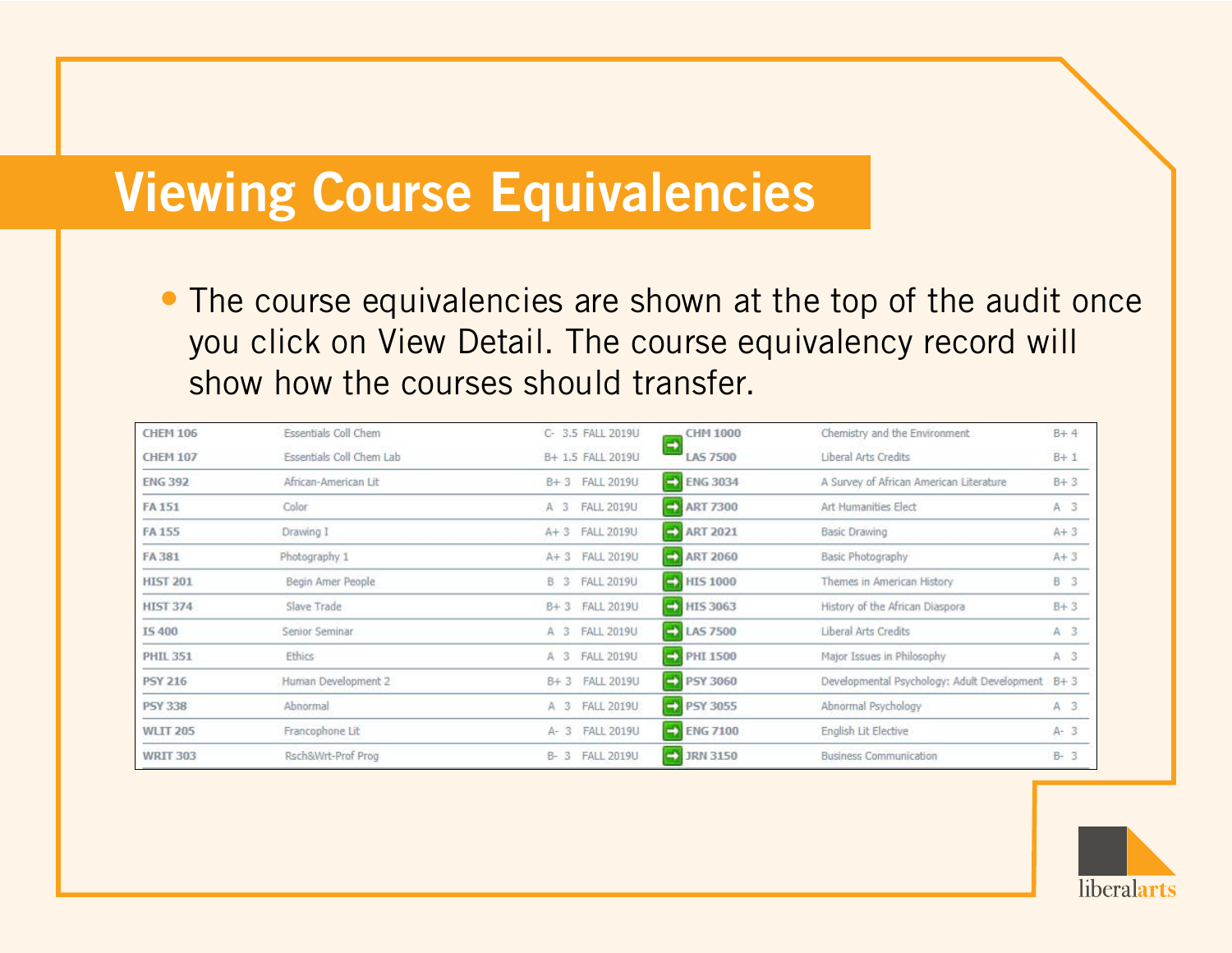# Viewing Course Equivalencies

- The course equivalencies are shown at the top of the audit once you click on View Detail. The course equivalency record will show how the courses should transfer.

| Course | Title | Grade | Credits | Term | | Equivalent | Equivalent Title | Grade | Credits |
|---|---|---|---|---|---|---|---|---|---|
| CHEM 106 | Essentials Coll Chem | C- | 3.5 | FALL 2019U | → | CHM 1000 | Chemistry and the Environment | B+ | 4 |
| CHEM 107 | Essentials Coll Chem Lab | B+ | 1.5 | FALL 2019U | | LAS 7500 | Liberal Arts Credits | B+ | 1 |
| ENG 392 | African-American Lit | B+ | 3 | FALL 2019U | → | ENG 3034 | A Survey of African American Literature | B+ | 3 |
| FA 151 | Color | A | 3 | FALL 2019U | → | ART 7300 | Art Humanities Elect | A | 3 |
| FA 155 | Drawing I | A+ | 3 | FALL 2019U | → | ART 2021 | Basic Drawing | A+ | 3 |
| FA 381 | Photography 1 | A+ | 3 | FALL 2019U | → | ART 2060 | Basic Photography | A+ | 3 |
| HIST 201 | Begin Amer People | B | 3 | FALL 2019U | → | HIS 1000 | Themes in American History | B | 3 |
| HIST 374 | Slave Trade | B+ | 3 | FALL 2019U | → | HIS 3063 | History of the African Diaspora | B+ | 3 |
| IS 400 | Senior Seminar | A | 3 | FALL 2019U | → | LAS 7500 | Liberal Arts Credits | A | 3 |
| PHIL 351 | Ethics | A | 3 | FALL 2019U | → | PHI 1500 | Major Issues in Philosophy | A | 3 |
| PSY 216 | Human Development 2 | B+ | 3 | FALL 2019U | → | PSY 3060 | Developmental Psychology: Adult Development | B+ | 3 |
| PSY 338 | Abnormal | A | 3 | FALL 2019U | → | PSY 3055 | Abnormal Psychology | A | 3 |
| WLIT 205 | Francophone Lit | A- | 3 | FALL 2019U | → | ENG 7100 | English Lit Elective | A- | 3 |
| WRIT 303 | Rsch&Wrt-Prof Prog | B- | 3 | FALL 2019U | → | JRN 3150 | Business Communication | B- | 3 |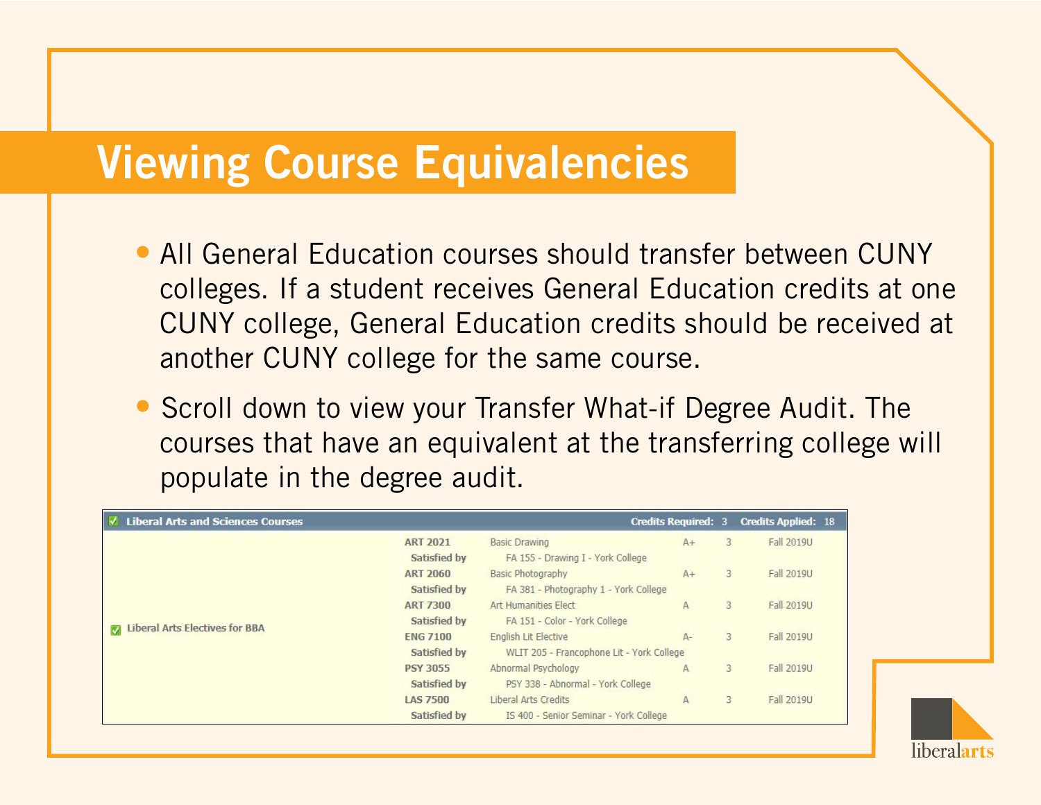# Viewing Course Equivalencies

- All General Education courses should transfer between CUNY colleges. If a student receives General Education credits at one CUNY college, General Education credits should be received at another CUNY college for the same course.
- Scroll down to view your Transfer What-if Degree Audit. The courses that have an equivalent at the transferring college will populate in the degree audit.

| Liberal Arts and Sciences Courses | | | | | Credits Required: 3 | Credits Applied: 18 |
|---|---|---|---|---|---|---|
| Liberal Arts Electives for BBA | ART 2021 | Basic Drawing | A+ | 3 | Fall 2019U | |
| | Satisfied by | FA 155 - Drawing I - York College | | | | |
| | ART 2060 | Basic Photography | A+ | 3 | Fall 2019U | |
| | Satisfied by | FA 381 - Photography 1 - York College | | | | |
| | ART 7300 | Art Humanities Elect | A | 3 | Fall 2019U | |
| | Satisfied by | FA 151 - Color - York College | | | | |
| | ENG 7100 | English Lit Elective | A- | 3 | Fall 2019U | |
| | Satisfied by | WLIT 205 - Francophone Lit - York College | | | | |
| | PSY 3055 | Abnormal Psychology | A | 3 | Fall 2019U | |
| | Satisfied by | PSY 338 - Abnormal - York College | | | | |
| | LAS 7500 | Liberal Arts Credits | A | 3 | Fall 2019U | |
| | Satisfied by | IS 400 - Senior Seminar - York College | | | | |

liberalarts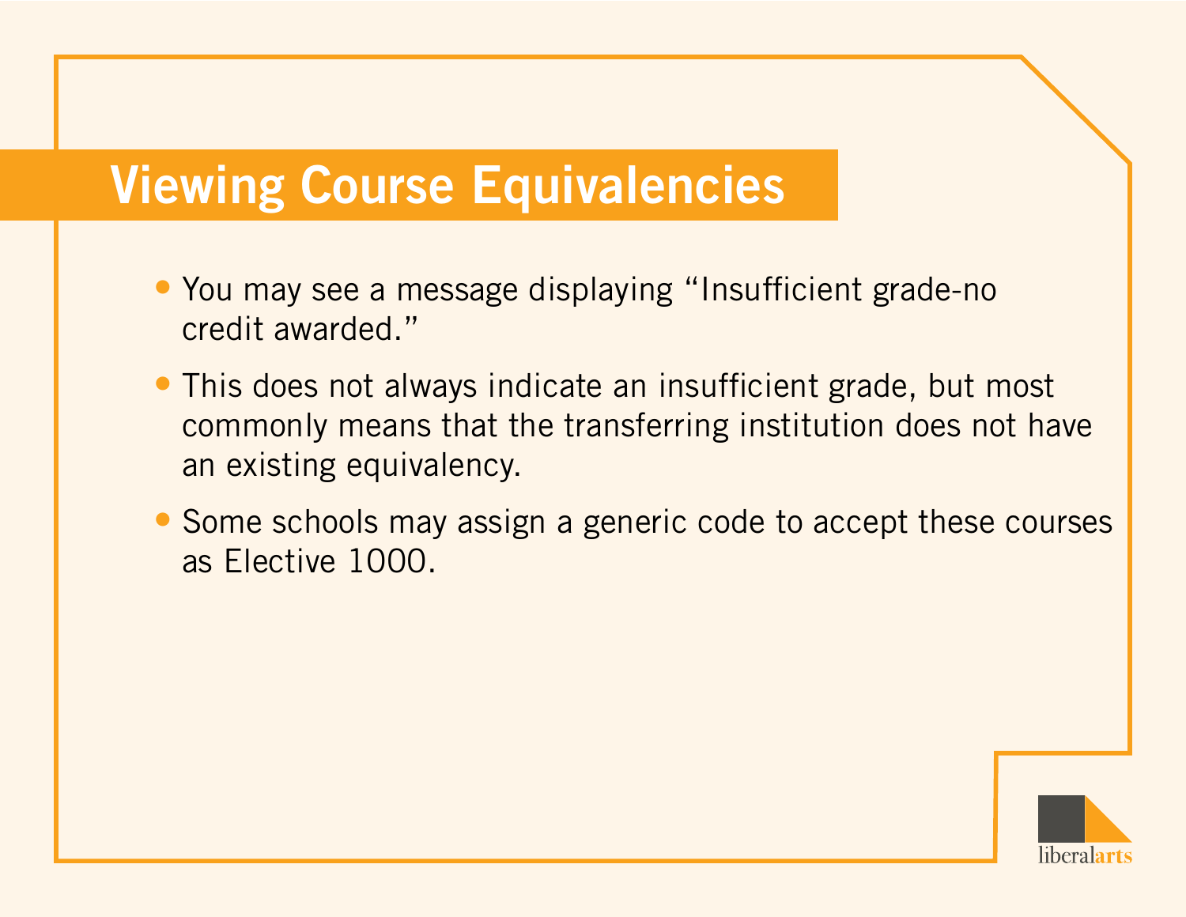# Viewing Course Equivalencies

- You may see a message displaying "Insufficient grade-no credit awarded."
- This does not always indicate an insufficient grade, but most commonly means that the transferring institution does not have an existing equivalency.
- Some schools may assign a generic code to accept these courses as Elective 1000.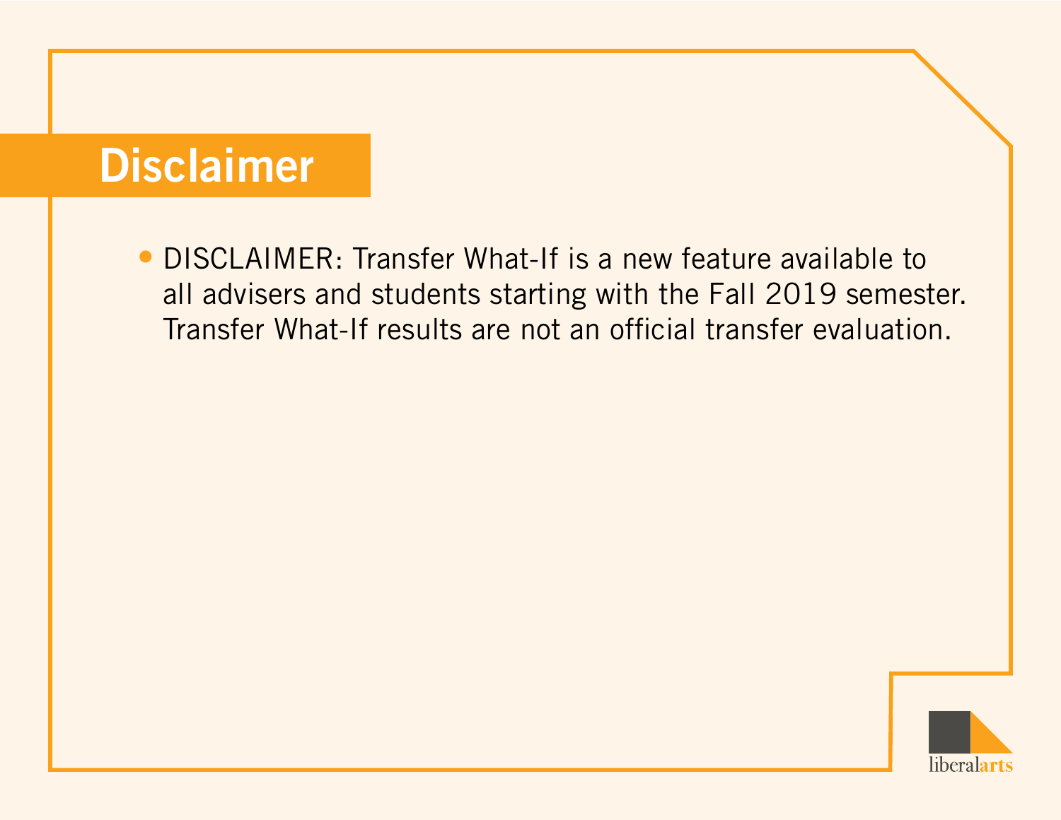# Disclaimer

- DISCLAIMER: Transfer What-If is a new feature available to all advisers and students starting with the Fall 2019 semester. Transfer What-If results are not an official transfer evaluation.